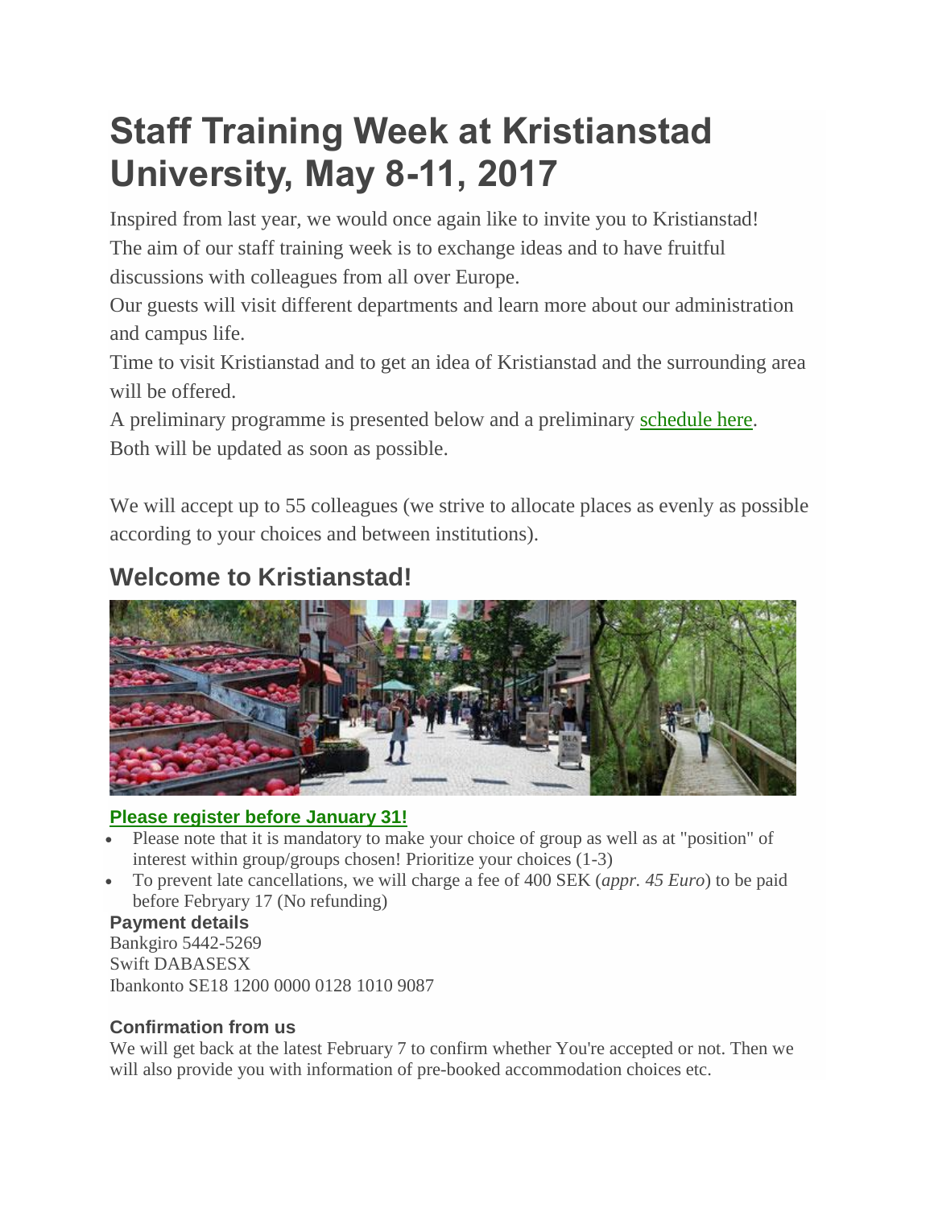# Staff Training Week at Kristianstad University, May 8-11, 2017

Inspired from last year, we would once again like to invite you to Kristianstad!
The aim of our staff training week is to exchange ideas and to have fruitful discussions with colleagues from all over Europe.
Our guests will visit different departments and learn more about our administration and campus life.
Time to visit Kristianstad and to get an idea of Kristianstad and the surrounding area will be offered.
A preliminary programme is presented below and a preliminary schedule here.
Both will be updated as soon as possible.

We will accept up to 55 colleagues (we strive to allocate places as evenly as possible according to your choices and between institutions).

## Welcome to Kristianstad!

**Please register before January 31!**

- Please note that it is mandatory to make your choice of group as well as at "position" of interest within group/groups chosen! Prioritize your choices (1-3)
- To prevent late cancellations, we will charge a fee of 400 SEK (*appr. 45 Euro*) to be paid before Febryary 17 (No refunding)

**Payment details**
Bankgiro 5442-5269
Swift DABASESX
Ibankonto SE18 1200 0000 0128 1010 9087

**Confirmation from us**
We will get back at the latest February 7 to confirm whether You're accepted or not. Then we will also provide you with information of pre-booked accommodation choices etc.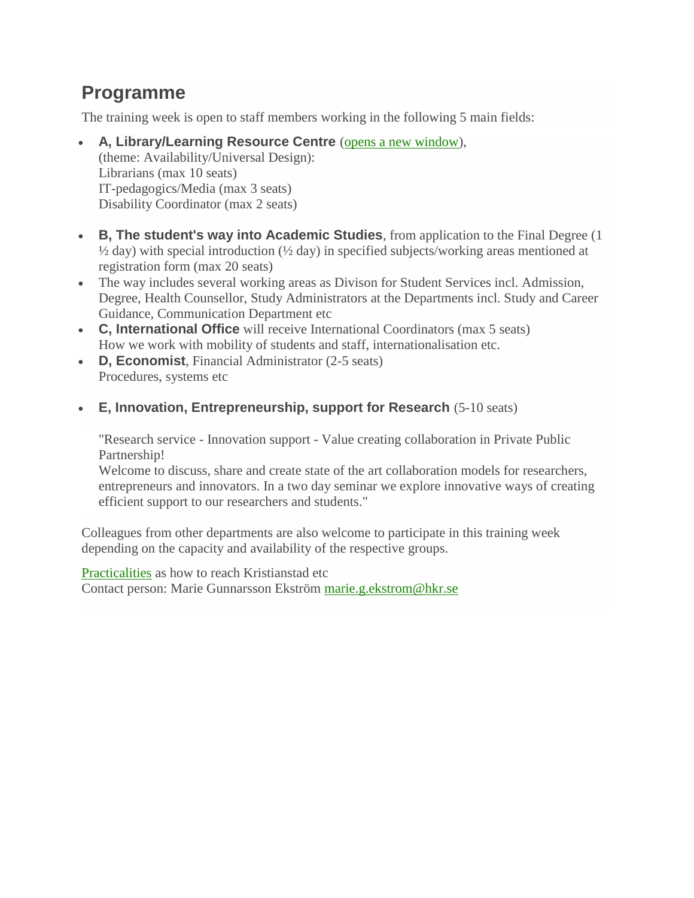## Programme

The training week is open to staff members working in the following 5 main fields:

- **A, Library/Learning Resource Centre** (opens a new window),
  (theme: Availability/Universal Design):
  Librarians (max 10 seats)
  IT-pedagogics/Media (max 3 seats)
  Disability Coordinator (max 2 seats)

- **B, The student's way into Academic Studies**, from application to the Final Degree (1 ½ day) with special introduction (½ day) in specified subjects/working areas mentioned at registration form (max 20 seats)
- The way includes several working areas as Divison for Student Services incl. Admission, Degree, Health Counsellor, Study Administrators at the Departments incl. Study and Career Guidance, Communication Department etc
- **C, International Office** will receive International Coordinators (max 5 seats)
  How we work with mobility of students and staff, internationalisation etc.
- **D, Economist**, Financial Administrator (2-5 seats)
  Procedures, systems etc

- **E, Innovation, Entrepreneurship, support for Research** (5-10 seats)

  "Research service - Innovation support - Value creating collaboration in Private Public Partnership!
  Welcome to discuss, share and create state of the art collaboration models for researchers, entrepreneurs and innovators. In a two day seminar we explore innovative ways of creating efficient support to our researchers and students."

Colleagues from other departments are also welcome to participate in this training week depending on the capacity and availability of the respective groups.

Practicalities as how to reach Kristianstad etc
Contact person: Marie Gunnarsson Ekström marie.g.ekstrom@hkr.se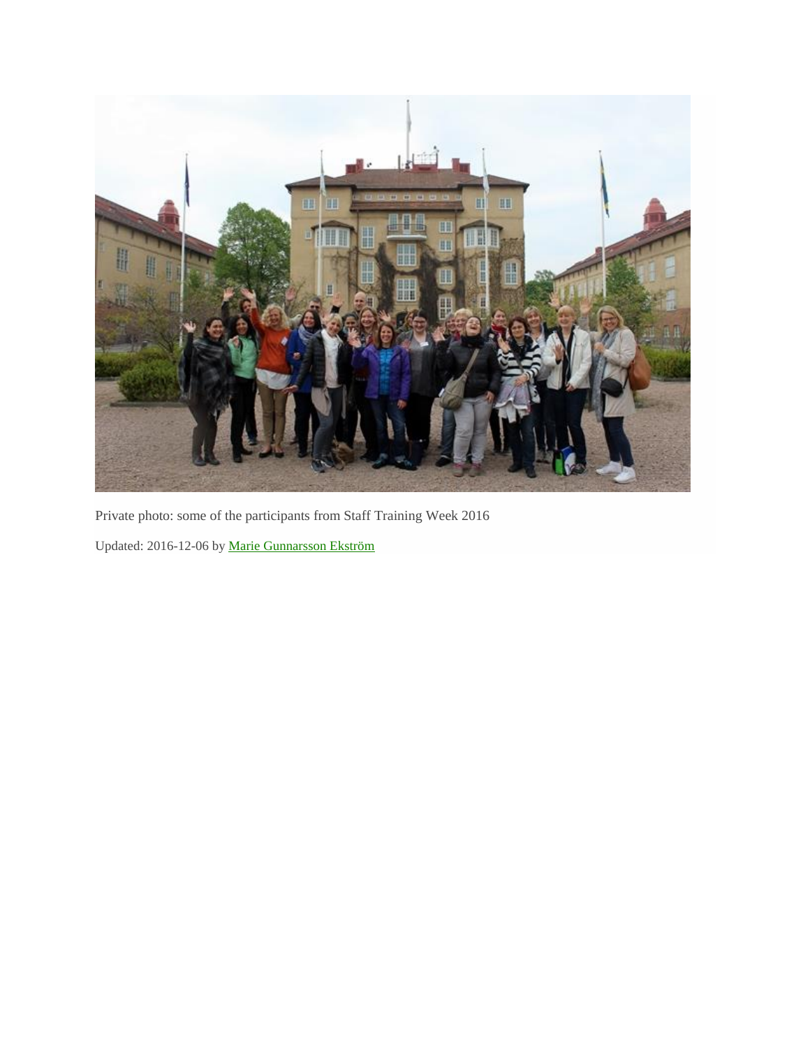Private photo: some of the participants from Staff Training Week 2016

Updated: 2016-12-06 by Marie Gunnarsson Ekström